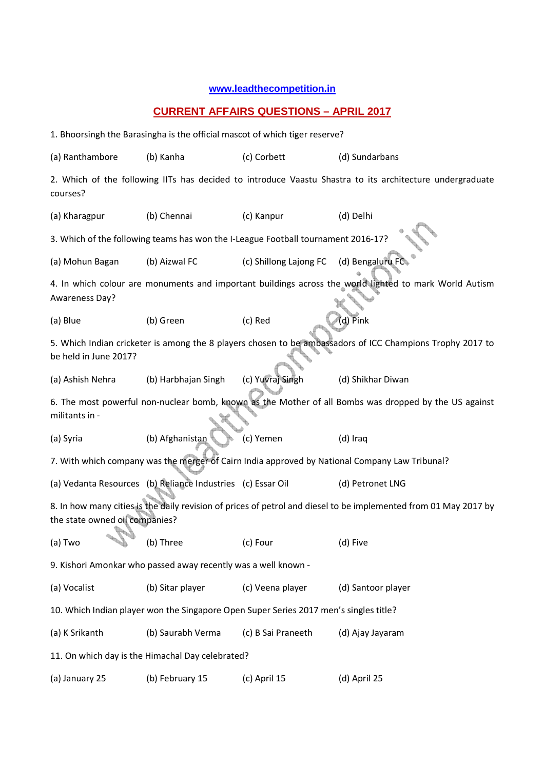**www.leadthecompetition.in**

## CURRENT AFFAIRS QUESTIONS – APRIL 2017

1. Bhoorsingh the Barasingha is the official mascot of which tiger reserve?

(a) Ranthambore (b) Kanha (c) Corbett (d) Sundarbans

2. Which of the following IITs has decided to introduce Vaastu Shastra to its architecture undergraduate courses?

(a) Kharagpur (b) Chennai (c) Kanpur (d) Delhi

3. Which of the following teams has won the I-League Football tournament 2016-17?

(a) Mohun Bagan (b) Aizwal FC (c) Shillong Lajong FC (d) Bengaluru FC

4. In which colour are monuments and important buildings across the world lighted to mark World Autism Awareness Day?

(a) Blue (b) Green (c) Red (d) Pink

5. Which Indian cricketer is among the 8 players chosen to be ambassadors of ICC Champions Trophy 2017 to be held in June 2017?

(a) Ashish Nehra (b) Harbhajan Singh (c) Yuvraj Singh (d) Shikhar Diwan

6. The most powerful non-nuclear bomb, known as the Mother of all Bombs was dropped by the US against militants in -

(a) Syria (b) Afghanistan (c) Yemen (d) Iraq

7. With which company was the merger of Cairn India approved by National Company Law Tribunal?

(a) Vedanta Resources (b) Reliance Industries (c) Essar Oil (d) Petronet LNG

8. In how many cities is the daily revision of prices of petrol and diesel to be implemented from 01 May 2017 by the state owned oil companies?

(a) Two (b) Three (c) Four (d) Five

9. Kishori Amonkar who passed away recently was a well known -

(a) Vocalist (b) Sitar player (c) Veena player (d) Santoor player

10. Which Indian player won the Singapore Open Super Series 2017 men's singles title?

(a) K Srikanth (b) Saurabh Verma (c) B Sai Praneeth (d) Ajay Jayaram

11. On which day is the Himachal Day celebrated?

(a) January 25 (b) February 15 (c) April 15 (d) April 25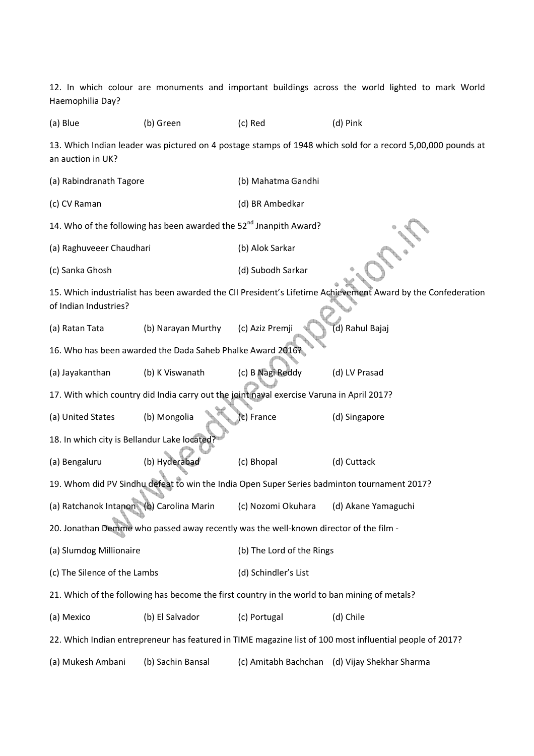12. In which colour are monuments and important buildings across the world lighted to mark World Haemophilia Day?

(a) Blue (b) Green (c) Red (d) Pink

13. Which Indian leader was pictured on 4 postage stamps of 1948 which sold for a record 5,00,000 pounds at an auction in UK?

(a) Rabindranath Tagore (b) Mahatma Gandhi

(c) CV Raman (d) BR Ambedkar

14. Who of the following has been awarded the 52nd Jnanpith Award?

(a) Raghuveeer Chaudhari (b) Alok Sarkar

(c) Sanka Ghosh (d) Subodh Sarkar

15. Which industrialist has been awarded the CII President's Lifetime Achievement Award by the Confederation of Indian Industries?

(a) Ratan Tata (b) Narayan Murthy (c) Aziz Premji (d) Rahul Bajaj

16. Who has been awarded the Dada Saheb Phalke Award 2016?

(a) Jayakanthan (b) K Viswanath (c) B Nagi Reddy (d) LV Prasad

17. With which country did India carry out the joint naval exercise Varuna in April 2017?

(a) United States (b) Mongolia (c) France (d) Singapore

18. In which city is Bellandur Lake located?

(a) Bengaluru (b) Hyderabad (c) Bhopal (d) Cuttack

19. Whom did PV Sindhu defeat to win the India Open Super Series badminton tournament 2017?

(a) Ratchanok Intanon (b) Carolina Marin (c) Nozomi Okuhara (d) Akane Yamaguchi

20. Jonathan Demme who passed away recently was the well-known director of the film -

(a) Slumdog Millionaire (b) The Lord of the Rings

(c) The Silence of the Lambs (d) Schindler's List

21. Which of the following has become the first country in the world to ban mining of metals?

(a) Mexico (b) El Salvador (c) Portugal (d) Chile

22. Which Indian entrepreneur has featured in TIME magazine list of 100 most influential people of 2017?

(a) Mukesh Ambani (b) Sachin Bansal (c) Amitabh Bachchan (d) Vijay Shekhar Sharma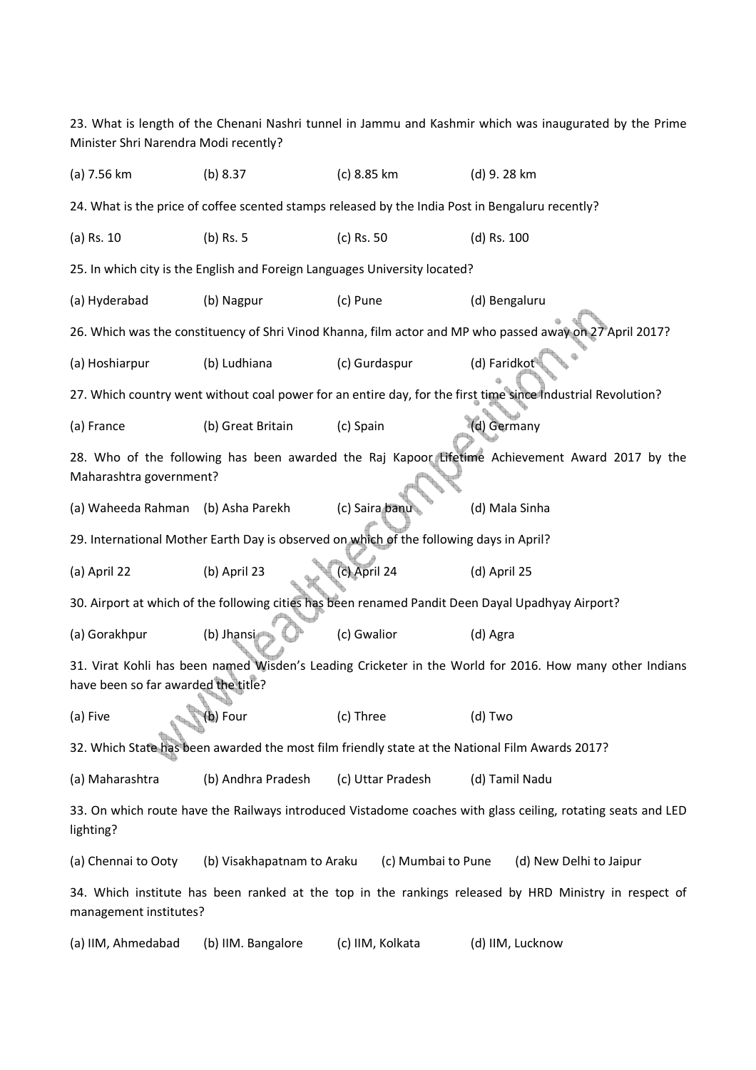23. What is length of the Chenani Nashri tunnel in Jammu and Kashmir which was inaugurated by the Prime Minister Shri Narendra Modi recently?

(a) 7.56 km (b) 8.37 (c) 8.85 km (d) 9. 28 km

24. What is the price of coffee scented stamps released by the India Post in Bengaluru recently?

(a) Rs. 10 (b) Rs. 5 (c) Rs. 50 (d) Rs. 100

25. In which city is the English and Foreign Languages University located?

(a) Hyderabad (b) Nagpur (c) Pune (d) Bengaluru

26. Which was the constituency of Shri Vinod Khanna, film actor and MP who passed away on 27 April 2017?

(a) Hoshiarpur (b) Ludhiana (c) Gurdaspur (d) Faridkot

27. Which country went without coal power for an entire day, for the first time since Industrial Revolution?

(a) France (b) Great Britain (c) Spain (d) Germany

28. Who of the following has been awarded the Raj Kapoor Lifetime Achievement Award 2017 by the Maharashtra government?

(a) Waheeda Rahman (b) Asha Parekh (c) Saira banu (d) Mala Sinha

29. International Mother Earth Day is observed on which of the following days in April?

(a) April 22 (b) April 23 (c) April 24 (d) April 25

30. Airport at which of the following cities has been renamed Pandit Deen Dayal Upadhyay Airport?

(a) Gorakhpur (b) Jhansi (c) Gwalior (d) Agra

31. Virat Kohli has been named Wisden's Leading Cricketer in the World for 2016. How many other Indians have been so far awarded the title?

(a) Five (b) Four (c) Three (d) Two

32. Which State has been awarded the most film friendly state at the National Film Awards 2017?

(a) Maharashtra (b) Andhra Pradesh (c) Uttar Pradesh (d) Tamil Nadu

33. On which route have the Railways introduced Vistadome coaches with glass ceiling, rotating seats and LED lighting?

(a) Chennai to Ooty (b) Visakhapatnam to Araku (c) Mumbai to Pune (d) New Delhi to Jaipur

34. Which institute has been ranked at the top in the rankings released by HRD Ministry in respect of management institutes?

(a) IIM, Ahmedabad (b) IIM. Bangalore (c) IIM, Kolkata (d) IIM, Lucknow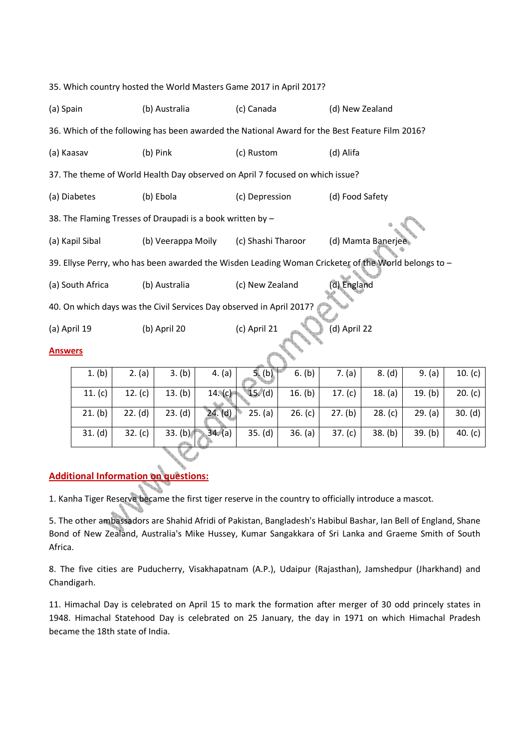35. Which country hosted the World Masters Game 2017 in April 2017?

(a) Spain (b) Australia (c) Canada (d) New Zealand

36. Which of the following has been awarded the National Award for the Best Feature Film 2016?

(a) Kaasav (b) Pink (c) Rustom (d) Alifa

37. The theme of World Health Day observed on April 7 focused on which issue?

(a) Diabetes (b) Ebola (c) Depression (d) Food Safety

38. The Flaming Tresses of Draupadi is a book written by –

(a) Kapil Sibal (b) Veerappa Moily (c) Shashi Tharoor (d) Mamta Banerjee

39. Ellyse Perry, who has been awarded the Wisden Leading Woman Cricketer of the World belongs to –

(a) South Africa (b) Australia (c) New Zealand (d) England

40. On which days was the Civil Services Day observed in April 2017?

(a) April 19 (b) April 20 (c) April 21 (d) April 22

## Answers

| | | | | | | | | | |
|---|---|---|---|---|---|---|---|---|---|
| 1. (b) | 2. (a) | 3. (b) | 4. (a) | 5. (b) | 6. (b) | 7. (a) | 8. (d) | 9. (a) | 10. (c) |
| 11. (c) | 12. (c) | 13. (b) | 14. (c) | 15. (d) | 16. (b) | 17. (c) | 18. (a) | 19. (b) | 20. (c) |
| 21. (b) | 22. (d) | 23. (d) | 24. (d) | 25. (a) | 26. (c) | 27. (b) | 28. (c) | 29. (a) | 30. (d) |
| 31. (d) | 32. (c) | 33. (b) | 34. (a) | 35. (d) | 36. (a) | 37. (c) | 38. (b) | 39. (b) | 40. (c) |

## Additional Information on questions:

1. Kanha Tiger Reserve became the first tiger reserve in the country to officially introduce a mascot.

5. The other ambassadors are Shahid Afridi of Pakistan, Bangladesh's Habibul Bashar, Ian Bell of England, Shane Bond of New Zealand, Australia's Mike Hussey, Kumar Sangakkara of Sri Lanka and Graeme Smith of South Africa.

8. The five cities are Puducherry, Visakhapatnam (A.P.), Udaipur (Rajasthan), Jamshedpur (Jharkhand) and Chandigarh.

11. Himachal Day is celebrated on April 15 to mark the formation after merger of 30 odd princely states in 1948. Himachal Statehood Day is celebrated on 25 January, the day in 1971 on which Himachal Pradesh became the 18th state of India.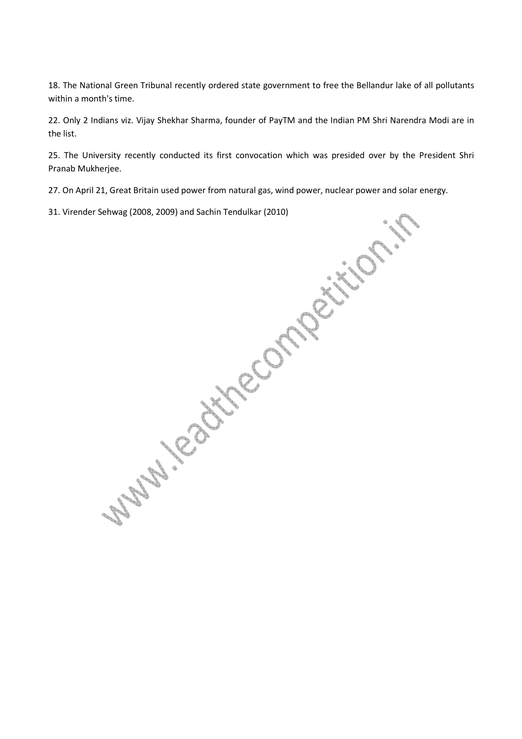18. The National Green Tribunal recently ordered state government to free the Bellandur lake of all pollutants within a month's time.

22. Only 2 Indians viz. Vijay Shekhar Sharma, founder of PayTM and the Indian PM Shri Narendra Modi are in the list.

25. The University recently conducted its first convocation which was presided over by the President Shri Pranab Mukherjee.

27. On April 21, Great Britain used power from natural gas, wind power, nuclear power and solar energy.

31. Virender Sehwag (2008, 2009) and Sachin Tendulkar (2010)